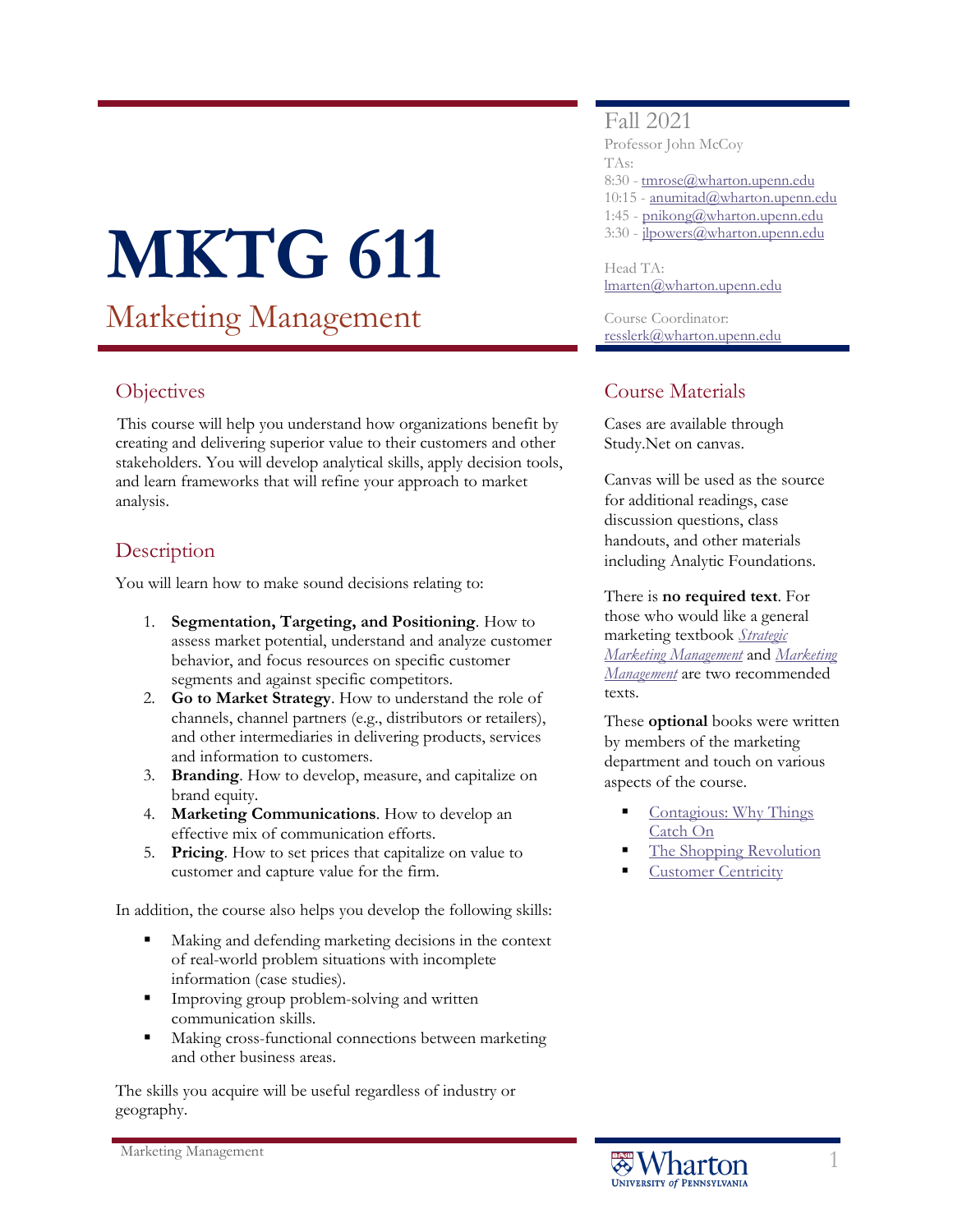# MKTG 611

## Marketing Management

Fall 2021

Professor John McCoy

TAs:

8:30 - tmrose@wharton.upenn.edu
10:15 - anumitad@wharton.upenn.edu
1:45 - pnikong@wharton.upenn.edu
3:30 - jlpowers@wharton.upenn.edu

Head TA:
lmarten@wharton.upenn.edu

Course Coordinator:
resslerk@wharton.upenn.edu

## Objectives

This course will help you understand how organizations benefit by creating and delivering superior value to their customers and other stakeholders. You will develop analytical skills, apply decision tools, and learn frameworks that will refine your approach to market analysis.

## Description

You will learn how to make sound decisions relating to:

1. **Segmentation, Targeting, and Positioning**. How to assess market potential, understand and analyze customer behavior, and focus resources on specific customer segments and against specific competitors.
2. **Go to Market Strategy**. How to understand the role of channels, channel partners (e.g., distributors or retailers), and other intermediaries in delivering products, services and information to customers.
3. **Branding**. How to develop, measure, and capitalize on brand equity.
4. **Marketing Communications**. How to develop an effective mix of communication efforts.
5. **Pricing**. How to set prices that capitalize on value to customer and capture value for the firm.

In addition, the course also helps you develop the following skills:

- Making and defending marketing decisions in the context of real-world problem situations with incomplete information (case studies).
- Improving group problem-solving and written communication skills.
- Making cross-functional connections between marketing and other business areas.

The skills you acquire will be useful regardless of industry or geography.

## Course Materials

Cases are available through Study.Net on canvas.

Canvas will be used as the source for additional readings, case discussion questions, class handouts, and other materials including Analytic Foundations.

There is **no required text**. For those who would like a general marketing textbook *Strategic Marketing Management* and *Marketing Management* are two recommended texts.

These **optional** books were written by members of the marketing department and touch on various aspects of the course.

- Contagious: Why Things Catch On
- The Shopping Revolution
- Customer Centricity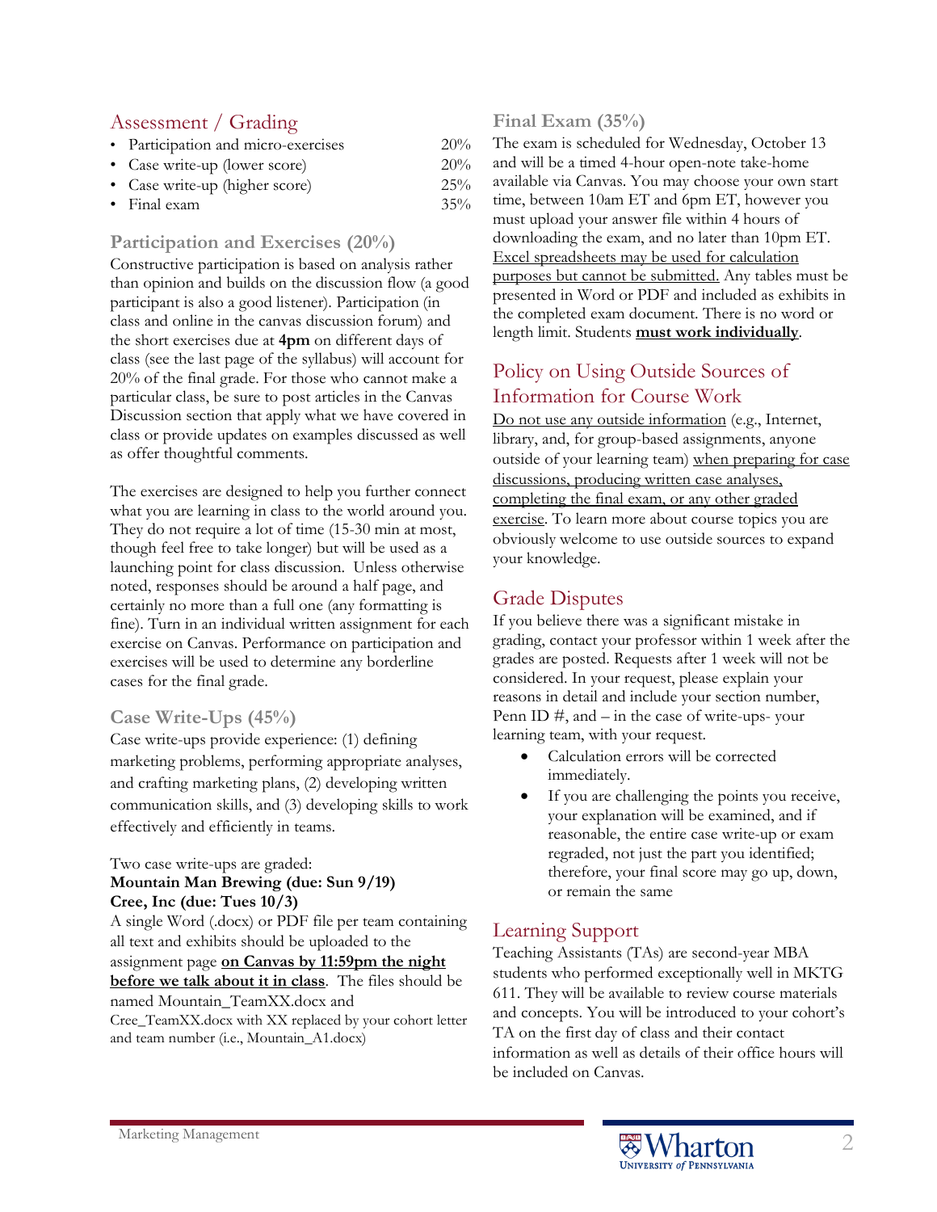## Assessment / Grading

| | |
|---|---|
| • Participation and micro-exercises | 20% |
| • Case write-up (lower score) | 20% |
| • Case write-up (higher score) | 25% |
| • Final exam | 35% |

### Participation and Exercises (20%)

Constructive participation is based on analysis rather than opinion and builds on the discussion flow (a good participant is also a good listener). Participation (in class and online in the canvas discussion forum) and the short exercises due at **4pm** on different days of class (see the last page of the syllabus) will account for 20% of the final grade. For those who cannot make a particular class, be sure to post articles in the Canvas Discussion section that apply what we have covered in class or provide updates on examples discussed as well as offer thoughtful comments.

The exercises are designed to help you further connect what you are learning in class to the world around you. They do not require a lot of time (15-30 min at most, though feel free to take longer) but will be used as a launching point for class discussion. Unless otherwise noted, responses should be around a half page, and certainly no more than a full one (any formatting is fine). Turn in an individual written assignment for each exercise on Canvas. Performance on participation and exercises will be used to determine any borderline cases for the final grade.

### Case Write-Ups (45%)

Case write-ups provide experience: (1) defining marketing problems, performing appropriate analyses, and crafting marketing plans, (2) developing written communication skills, and (3) developing skills to work effectively and efficiently in teams.

Two case write-ups are graded:
**Mountain Man Brewing (due: Sun 9/19)**
**Cree, Inc (due: Tues 10/3)**
A single Word (.docx) or PDF file per team containing all text and exhibits should be uploaded to the assignment page <u>**on Canvas by 11:59pm the night before we talk about it in class**</u>. The files should be named Mountain_TeamXX.docx and Cree_TeamXX.docx with XX replaced by your cohort letter and team number (i.e., Mountain_A1.docx)

### Final Exam (35%)

The exam is scheduled for Wednesday, October 13 and will be a timed 4-hour open-note take-home available via Canvas. You may choose your own start time, between 10am ET and 6pm ET, however you must upload your answer file within 4 hours of downloading the exam, and no later than 10pm ET. <u>Excel spreadsheets may be used for calculation purposes but cannot be submitted.</u> Any tables must be presented in Word or PDF and included as exhibits in the completed exam document. There is no word or length limit. Students <u>**must work individually**</u>.

## Policy on Using Outside Sources of Information for Course Work

<u>Do not use any outside information</u> (e.g., Internet, library, and, for group-based assignments, anyone outside of your learning team) <u>when preparing for case discussions, producing written case analyses, completing the final exam, or any other graded exercise</u>. To learn more about course topics you are obviously welcome to use outside sources to expand your knowledge.

## Grade Disputes

If you believe there was a significant mistake in grading, contact your professor within 1 week after the grades are posted. Requests after 1 week will not be considered. In your request, please explain your reasons in detail and include your section number, Penn ID #, and – in the case of write-ups- your learning team, with your request.

- Calculation errors will be corrected immediately.
- If you are challenging the points you receive, your explanation will be examined, and if reasonable, the entire case write-up or exam regraded, not just the part you identified; therefore, your final score may go up, down, or remain the same

## Learning Support

Teaching Assistants (TAs) are second-year MBA students who performed exceptionally well in MKTG 611. They will be available to review course materials and concepts. You will be introduced to your cohort's TA on the first day of class and their contact information as well as details of their office hours will be included on Canvas.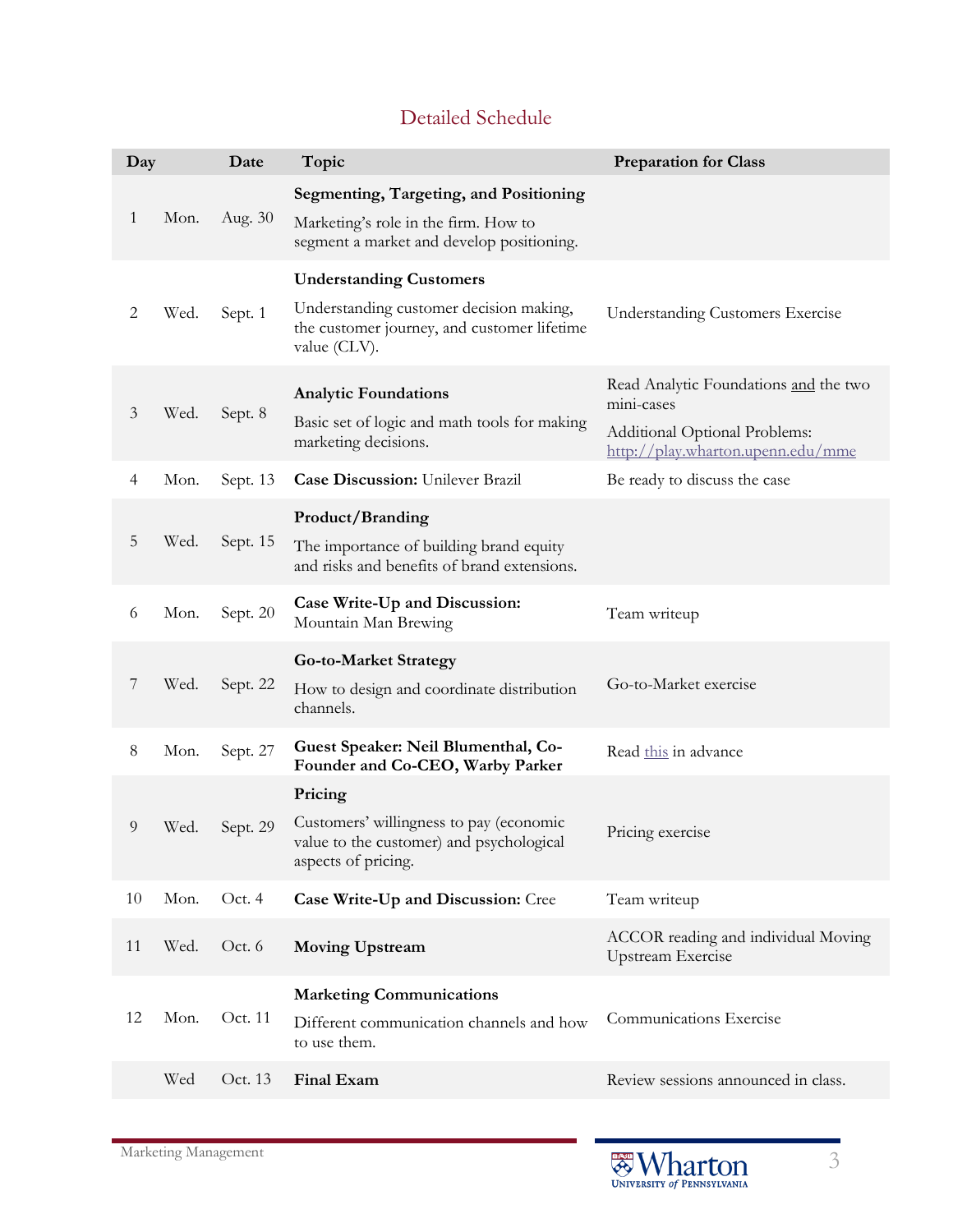## Detailed Schedule

| Day | | Date | Topic | Preparation for Class |
|---|---|---|---|---|
| 1 | Mon. | Aug. 30 | **Segmenting, Targeting, and Positioning**<br>Marketing's role in the firm. How to segment a market and develop positioning. | |
| 2 | Wed. | Sept. 1 | **Understanding Customers**<br>Understanding customer decision making, the customer journey, and customer lifetime value (CLV). | Understanding Customers Exercise |
| 3 | Wed. | Sept. 8 | **Analytic Foundations**<br>Basic set of logic and math tools for making marketing decisions. | Read Analytic Foundations <u>and</u> the two mini-cases<br>Additional Optional Problems: http://play.wharton.upenn.edu/mme |
| 4 | Mon. | Sept. 13 | **Case Discussion:** Unilever Brazil | Be ready to discuss the case |
| 5 | Wed. | Sept. 15 | **Product/Branding**<br>The importance of building brand equity and risks and benefits of brand extensions. | |
| 6 | Mon. | Sept. 20 | **Case Write-Up and Discussion:** Mountain Man Brewing | Team writeup |
| 7 | Wed. | Sept. 22 | **Go-to-Market Strategy**<br>How to design and coordinate distribution channels. | Go-to-Market exercise |
| 8 | Mon. | Sept. 27 | **Guest Speaker: Neil Blumenthal, Co-Founder and Co-CEO, Warby Parker** | Read this in advance |
| 9 | Wed. | Sept. 29 | **Pricing**<br>Customers' willingness to pay (economic value to the customer) and psychological aspects of pricing. | Pricing exercise |
| 10 | Mon. | Oct. 4 | **Case Write-Up and Discussion:** Cree | Team writeup |
| 11 | Wed. | Oct. 6 | **Moving Upstream** | ACCOR reading and individual Moving Upstream Exercise |
| 12 | Mon. | Oct. 11 | **Marketing Communications**<br>Different communication channels and how to use them. | Communications Exercise |
| | Wed | Oct. 13 | **Final Exam** | Review sessions announced in class. |